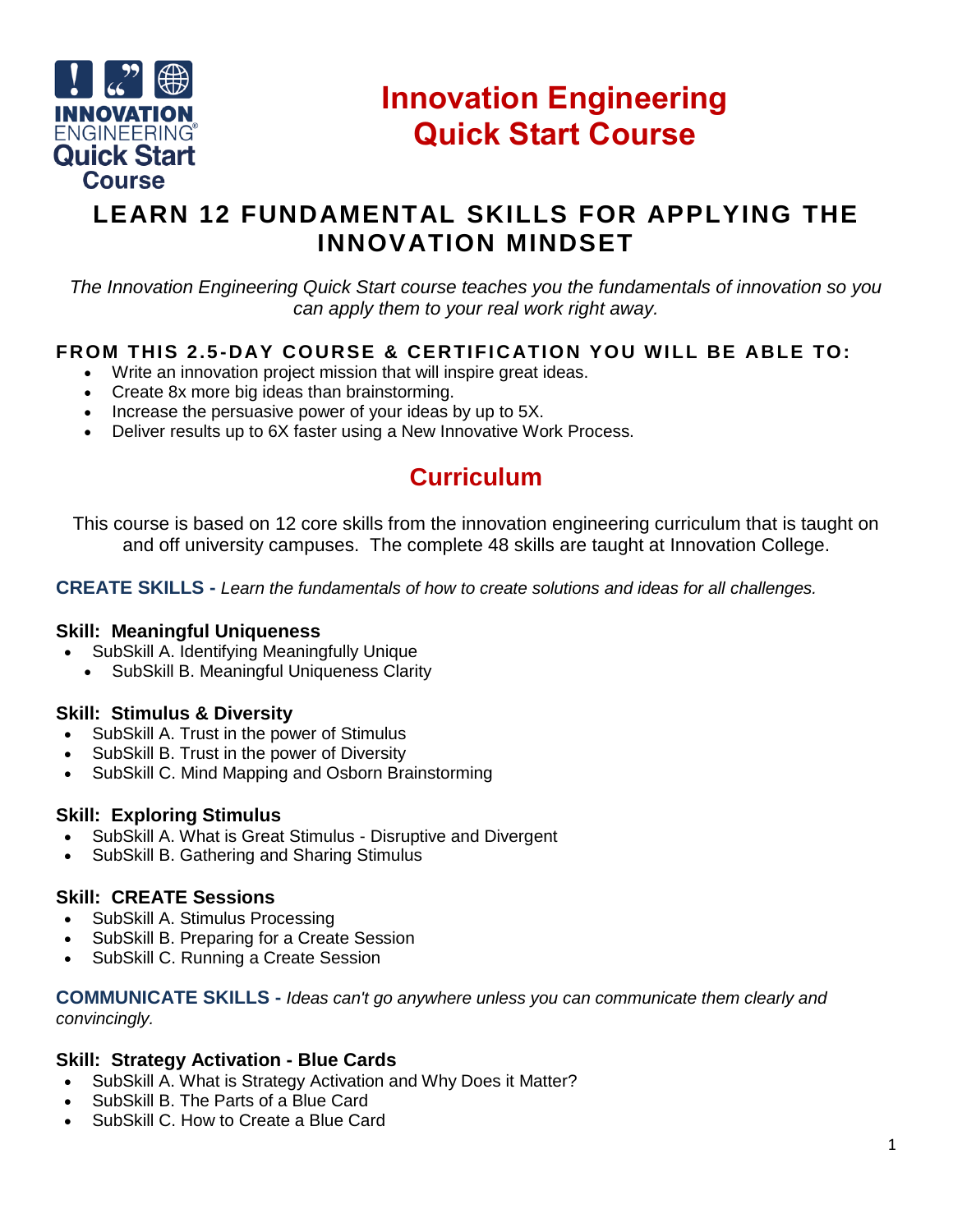# Innovation Engineering Quick Start Course

## LEARN 12 FUNDAMENTAL SKILLS FOR APPLYING THE INNOVATION MINDSET

*The Innovation Engineering Quick Start course teaches you the fundamentals of innovation so you can apply them to your real work right away.*

### FROM THIS 2.5-DAY COURSE & CERTIFICATION YOU WILL BE ABLE TO:

- Write an innovation project mission that will inspire great ideas.
- Create 8x more big ideas than brainstorming.
- Increase the persuasive power of your ideas by up to 5X.
- Deliver results up to 6X faster using a New Innovative Work Process.

## Curriculum

This course is based on 12 core skills from the innovation engineering curriculum that is taught on and off university campuses. The complete 48 skills are taught at Innovation College.

**CREATE SKILLS -** *Learn the fundamentals of how to create solutions and ideas for all challenges.*

### Skill: Meaningful Uniqueness

- SubSkill A. Identifying Meaningfully Unique
- SubSkill B. Meaningful Uniqueness Clarity

### Skill: Stimulus & Diversity

- SubSkill A. Trust in the power of Stimulus
- SubSkill B. Trust in the power of Diversity
- SubSkill C. Mind Mapping and Osborn Brainstorming

### Skill: Exploring Stimulus

- SubSkill A. What is Great Stimulus - Disruptive and Divergent
- SubSkill B. Gathering and Sharing Stimulus

### Skill: CREATE Sessions

- SubSkill A. Stimulus Processing
- SubSkill B. Preparing for a Create Session
- SubSkill C. Running a Create Session

**COMMUNICATE SKILLS -** *Ideas can't go anywhere unless you can communicate them clearly and convincingly.*

### Skill: Strategy Activation - Blue Cards

- SubSkill A. What is Strategy Activation and Why Does it Matter?
- SubSkill B. The Parts of a Blue Card
- SubSkill C. How to Create a Blue Card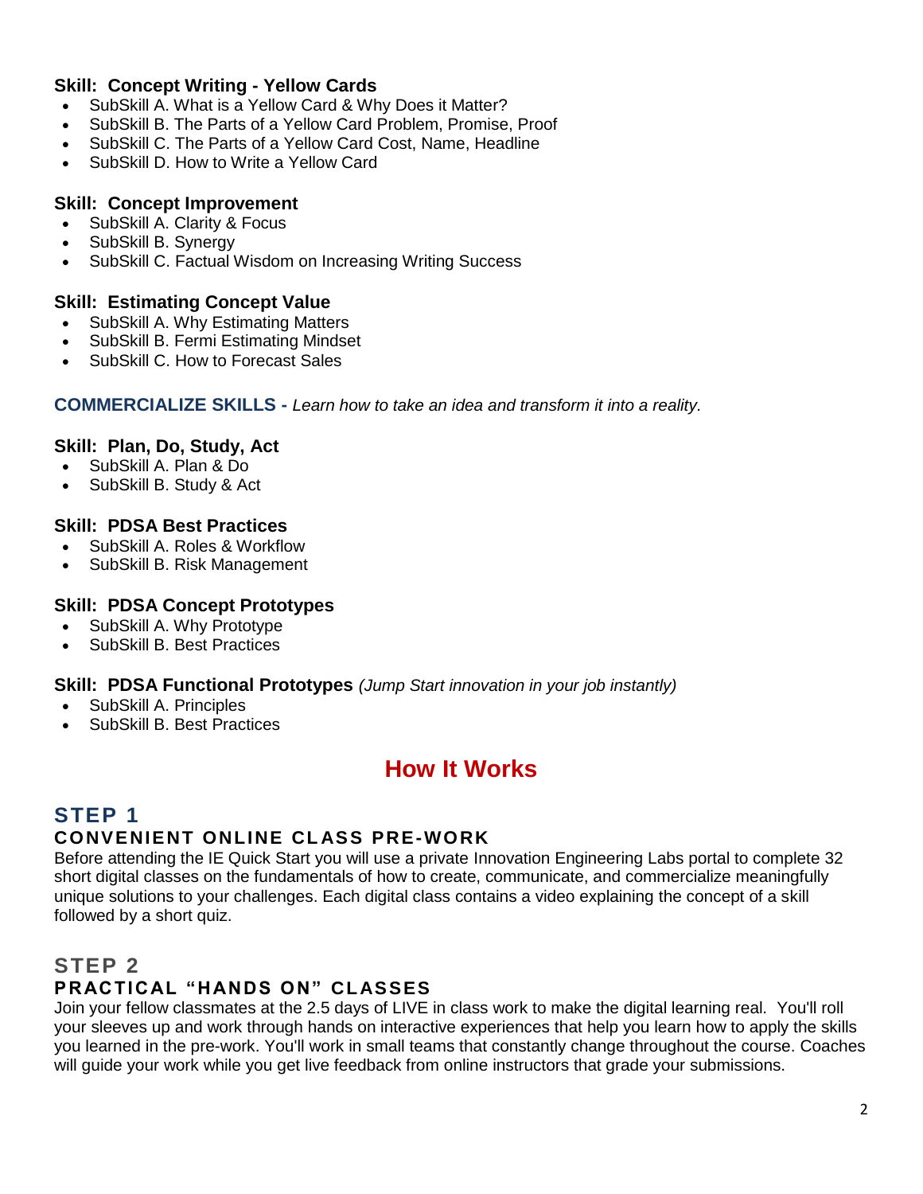### Skill: Concept Writing - Yellow Cards

- SubSkill A. What is a Yellow Card & Why Does it Matter?
- SubSkill B. The Parts of a Yellow Card Problem, Promise, Proof
- SubSkill C. The Parts of a Yellow Card Cost, Name, Headline
- SubSkill D. How to Write a Yellow Card

### Skill: Concept Improvement

- SubSkill A. Clarity & Focus
- SubSkill B. Synergy
- SubSkill C. Factual Wisdom on Increasing Writing Success

### Skill: Estimating Concept Value

- SubSkill A. Why Estimating Matters
- SubSkill B. Fermi Estimating Mindset
- SubSkill C. How to Forecast Sales

## COMMERCIALIZE SKILLS - *Learn how to take an idea and transform it into a reality.*

### Skill: Plan, Do, Study, Act

- SubSkill A. Plan & Do
- SubSkill B. Study & Act

### Skill: PDSA Best Practices

- SubSkill A. Roles & Workflow
- SubSkill B. Risk Management

### Skill: PDSA Concept Prototypes

- SubSkill A. Why Prototype
- SubSkill B. Best Practices

### Skill: PDSA Functional Prototypes *(Jump Start innovation in your job instantly)*

- SubSkill A. Principles
- SubSkill B. Best Practices

# How It Works

## STEP 1

### CONVENIENT ONLINE CLASS PRE-WORK

Before attending the IE Quick Start you will use a private Innovation Engineering Labs portal to complete 32 short digital classes on the fundamentals of how to create, communicate, and commercialize meaningfully unique solutions to your challenges. Each digital class contains a video explaining the concept of a skill followed by a short quiz.

## STEP 2

### PRACTICAL "HANDS ON" CLASSES

Join your fellow classmates at the 2.5 days of LIVE in class work to make the digital learning real. You'll roll your sleeves up and work through hands on interactive experiences that help you learn how to apply the skills you learned in the pre-work. You'll work in small teams that constantly change throughout the course. Coaches will guide your work while you get live feedback from online instructors that grade your submissions.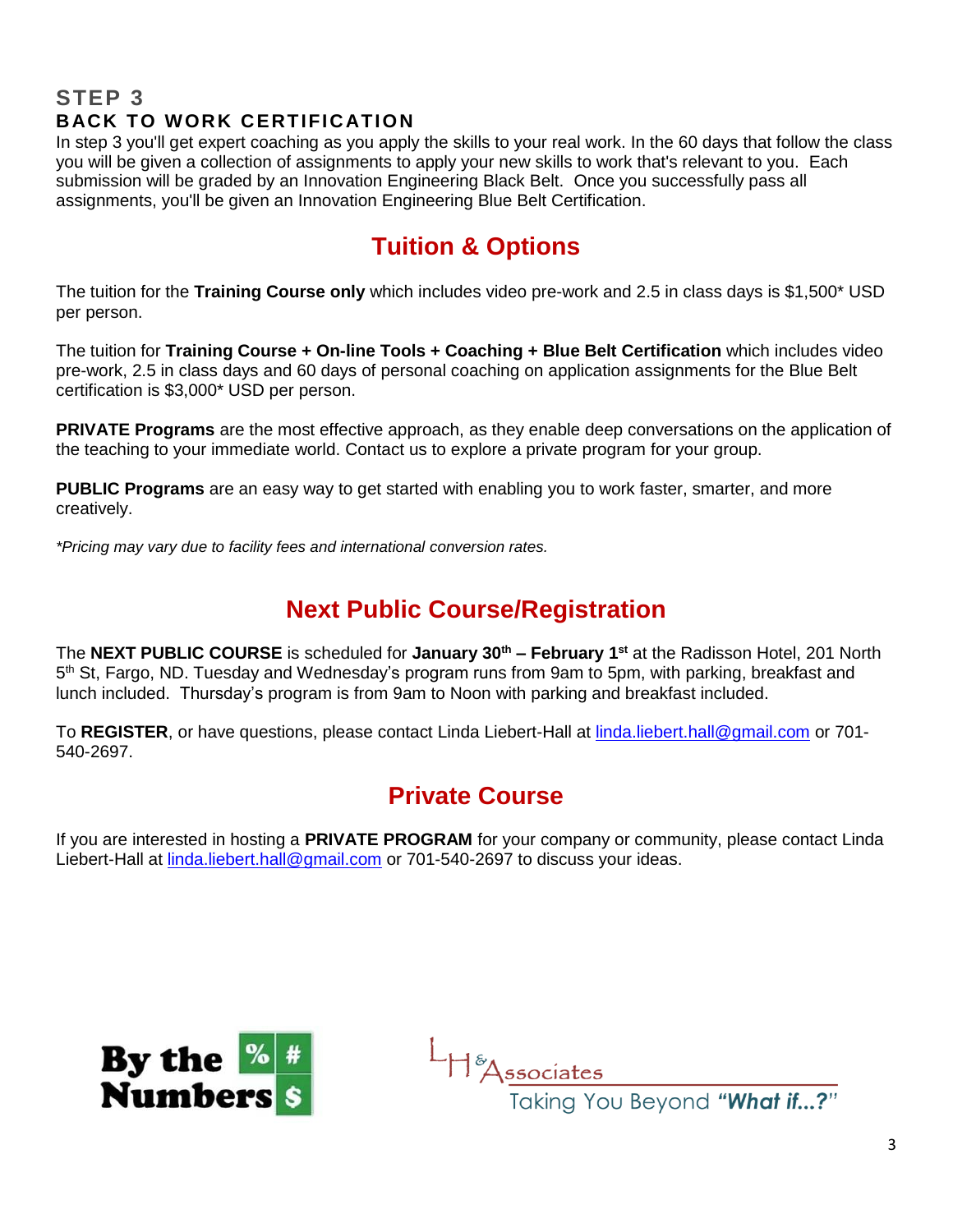## STEP 3
### BACK TO WORK CERTIFICATION

In step 3 you'll get expert coaching as you apply the skills to your real work. In the 60 days that follow the class you will be given a collection of assignments to apply your new skills to work that's relevant to you. Each submission will be graded by an Innovation Engineering Black Belt. Once you successfully pass all assignments, you'll be given an Innovation Engineering Blue Belt Certification.

## Tuition & Options

The tuition for the **Training Course only** which includes video pre-work and 2.5 in class days is $1,500* USD per person.

The tuition for **Training Course + On-line Tools + Coaching + Blue Belt Certification** which includes video pre-work, 2.5 in class days and 60 days of personal coaching on application assignments for the Blue Belt certification is $3,000* USD per person.

**PRIVATE Programs** are the most effective approach, as they enable deep conversations on the application of the teaching to your immediate world. Contact us to explore a private program for your group.

**PUBLIC Programs** are an easy way to get started with enabling you to work faster, smarter, and more creatively.

*\*Pricing may vary due to facility fees and international conversion rates.*

## Next Public Course/Registration

The **NEXT PUBLIC COURSE** is scheduled for **January 30th – February 1st** at the Radisson Hotel, 201 North 5th St, Fargo, ND. Tuesday and Wednesday's program runs from 9am to 5pm, with parking, breakfast and lunch included. Thursday's program is from 9am to Noon with parking and breakfast included.

To **REGISTER**, or have questions, please contact Linda Liebert-Hall at linda.liebert.hall@gmail.com or 701-540-2697.

## Private Course

If you are interested in hosting a **PRIVATE PROGRAM** for your company or community, please contact Linda Liebert-Hall at linda.liebert.hall@gmail.com or 701-540-2697 to discuss your ideas.

By the Numbers % # $

LH & Associates
Taking You Beyond "What if...?"